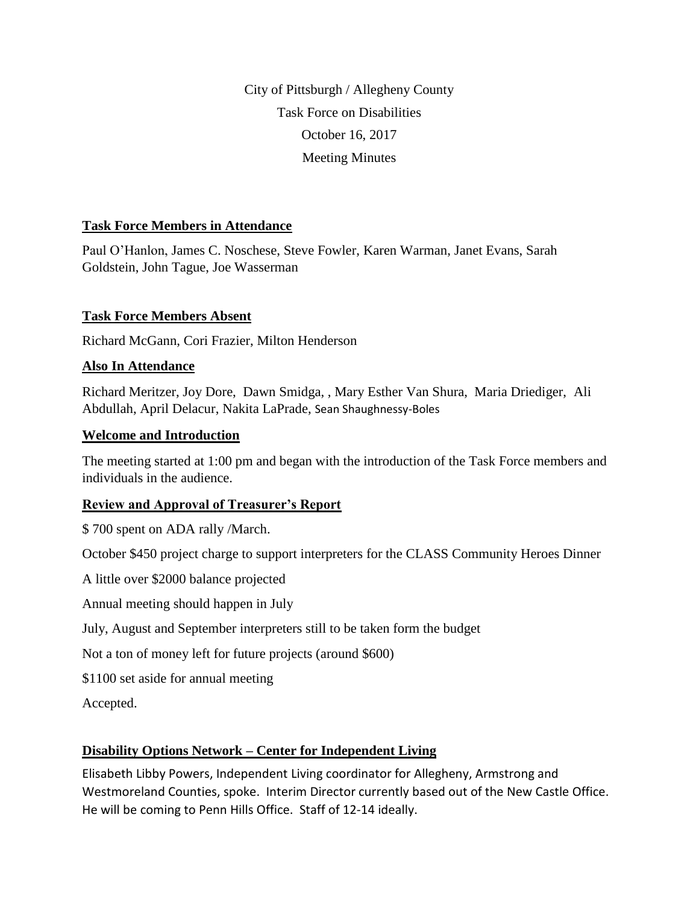City of Pittsburgh / Allegheny County

Task Force on Disabilities

October 16, 2017

Meeting Minutes

**Task Force Members in Attendance**

Paul O'Hanlon, James C. Noschese, Steve Fowler, Karen Warman, Janet Evans, Sarah Goldstein, John Tague, Joe Wasserman

**Task Force Members Absent**

Richard McGann, Cori Frazier, Milton Henderson

**Also In Attendance**

Richard Meritzer, Joy Dore, Dawn Smidga, , Mary Esther Van Shura, Maria Driediger, Ali Abdullah, April Delacur, Nakita LaPrade, Sean Shaughnessy-Boles

**Welcome and Introduction**

The meeting started at 1:00 pm and began with the introduction of the Task Force members and individuals in the audience.

**Review and Approval of Treasurer's Report**

$ 700 spent on ADA rally /March.

October $450 project charge to support interpreters for the CLASS Community Heroes Dinner

A little over $2000 balance projected

Annual meeting should happen in July

July, August and September interpreters still to be taken form the budget

Not a ton of money left for future projects (around $600)

$1100 set aside for annual meeting

Accepted.

**Disability Options Network – Center for Independent Living**

Elisabeth Libby Powers, Independent Living coordinator for Allegheny, Armstrong and Westmoreland Counties, spoke. Interim Director currently based out of the New Castle Office. He will be coming to Penn Hills Office. Staff of 12-14 ideally.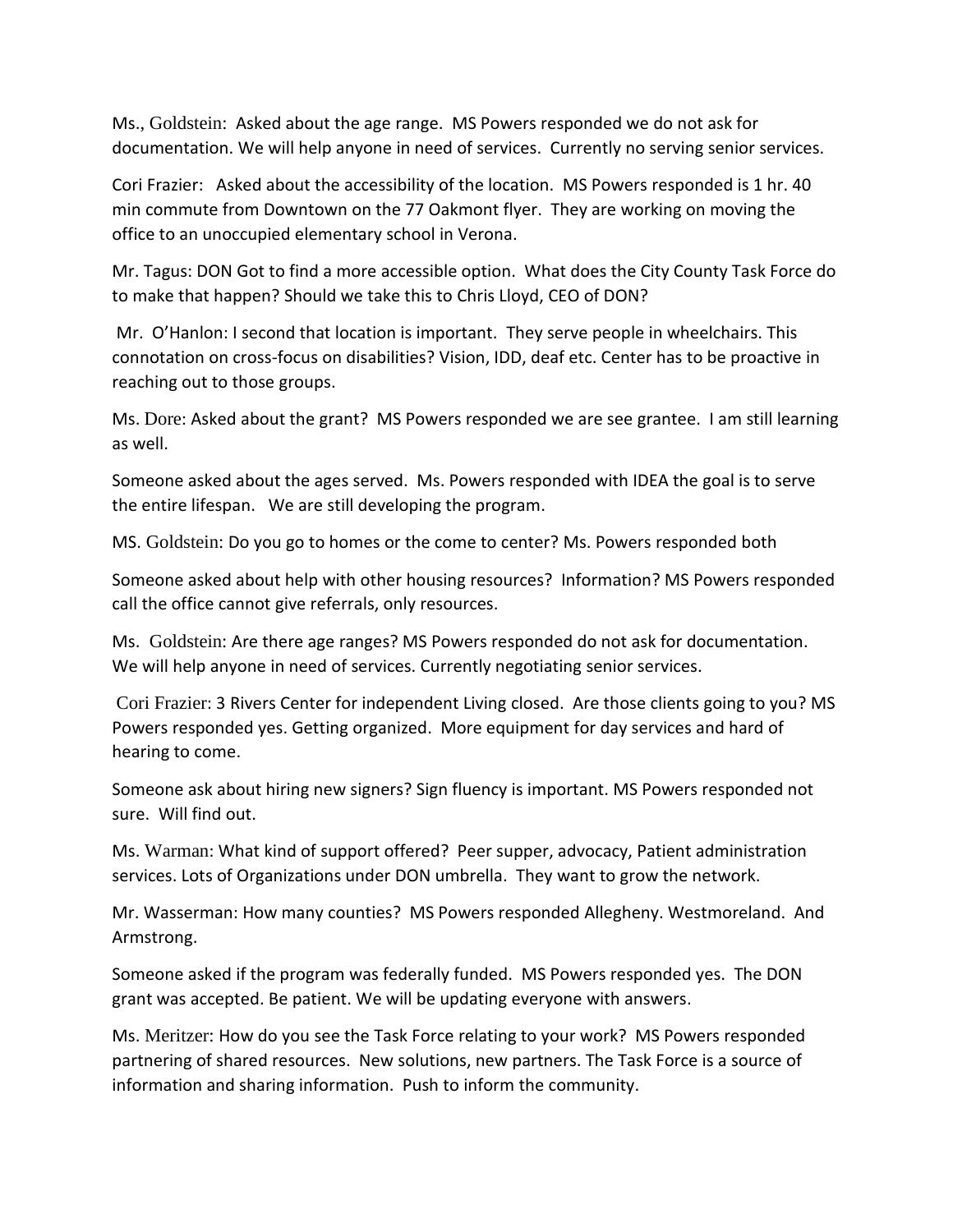Ms., Goldstein: Asked about the age range. MS Powers responded we do not ask for documentation. We will help anyone in need of services. Currently no serving senior services.

Cori Frazier: Asked about the accessibility of the location. MS Powers responded is 1 hr. 40 min commute from Downtown on the 77 Oakmont flyer. They are working on moving the office to an unoccupied elementary school in Verona.

Mr. Tagus: DON Got to find a more accessible option. What does the City County Task Force do to make that happen? Should we take this to Chris Lloyd, CEO of DON?

Mr. O'Hanlon: I second that location is important. They serve people in wheelchairs. This connotation on cross-focus on disabilities? Vision, IDD, deaf etc. Center has to be proactive in reaching out to those groups.

Ms. Dore: Asked about the grant? MS Powers responded we are see grantee. I am still learning as well.

Someone asked about the ages served. Ms. Powers responded with IDEA the goal is to serve the entire lifespan. We are still developing the program.

MS. Goldstein: Do you go to homes or the come to center? Ms. Powers responded both

Someone asked about help with other housing resources? Information? MS Powers responded call the office cannot give referrals, only resources.

Ms. Goldstein: Are there age ranges? MS Powers responded do not ask for documentation. We will help anyone in need of services. Currently negotiating senior services.

Cori Frazier: 3 Rivers Center for independent Living closed. Are those clients going to you? MS Powers responded yes. Getting organized. More equipment for day services and hard of hearing to come.

Someone ask about hiring new signers? Sign fluency is important. MS Powers responded not sure. Will find out.

Ms. Warman: What kind of support offered? Peer supper, advocacy, Patient administration services. Lots of Organizations under DON umbrella. They want to grow the network.

Mr. Wasserman: How many counties? MS Powers responded Allegheny. Westmoreland. And Armstrong.

Someone asked if the program was federally funded. MS Powers responded yes. The DON grant was accepted. Be patient. We will be updating everyone with answers.

Ms. Meritzer: How do you see the Task Force relating to your work? MS Powers responded partnering of shared resources. New solutions, new partners. The Task Force is a source of information and sharing information. Push to inform the community.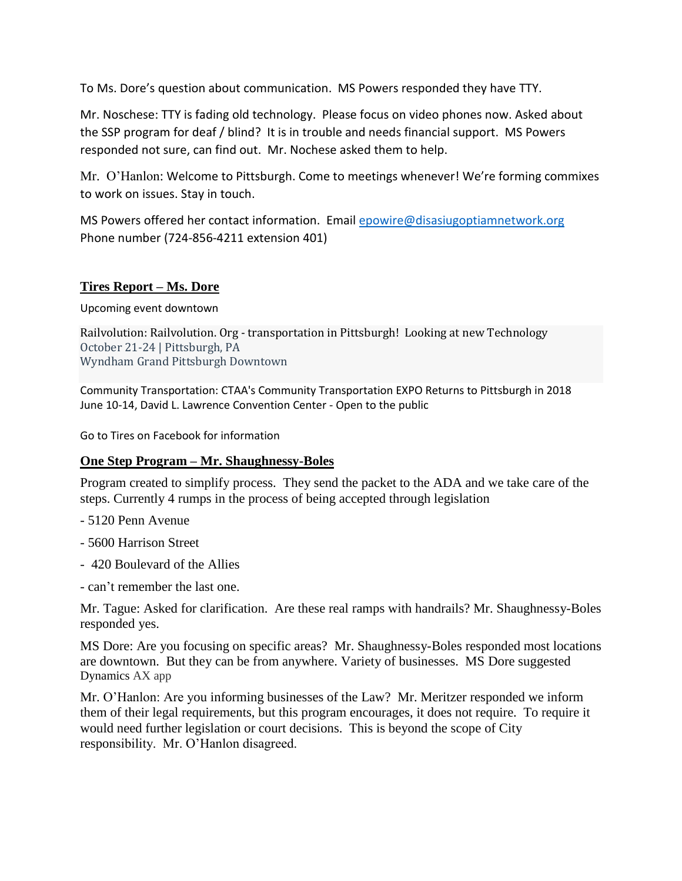To Ms. Dore's question about communication. MS Powers responded they have TTY.

Mr. Noschese: TTY is fading old technology. Please focus on video phones now. Asked about the SSP program for deaf / blind? It is in trouble and needs financial support. MS Powers responded not sure, can find out. Mr. Nochese asked them to help.

Mr. O'Hanlon: Welcome to Pittsburgh. Come to meetings whenever! We're forming commixes to work on issues. Stay in touch.

MS Powers offered her contact information. Email [epowire@disasiugoptiamnetwork.org](mailto:epowire@disasiugoptiamnetwork.org)
Phone number (724-856-4211 extension 401)

## Tires Report – Ms. Dore

Upcoming event downtown

Railvolution: Railvolution. Org - transportation in Pittsburgh! Looking at new Technology
October 21-24 | Pittsburgh, PA
Wyndham Grand Pittsburgh Downtown

Community Transportation: CTAA's Community Transportation EXPO Returns to Pittsburgh in 2018
June 10-14, David L. Lawrence Convention Center - Open to the public

Go to Tires on Facebook for information

## One Step Program – Mr. Shaughnessy-Boles

Program created to simplify process. They send the packet to the ADA and we take care of the steps. Currently 4 rumps in the process of being accepted through legislation

- 5120 Penn Avenue
- 5600 Harrison Street
- 420 Boulevard of the Allies
- can't remember the last one.

Mr. Tague: Asked for clarification. Are these real ramps with handrails? Mr. Shaughnessy-Boles responded yes.

MS Dore: Are you focusing on specific areas? Mr. Shaughnessy-Boles responded most locations are downtown. But they can be from anywhere. Variety of businesses. MS Dore suggested Dynamics AX app

Mr. O'Hanlon: Are you informing businesses of the Law? Mr. Meritzer responded we inform them of their legal requirements, but this program encourages, it does not require. To require it would need further legislation or court decisions. This is beyond the scope of City responsibility. Mr. O'Hanlon disagreed.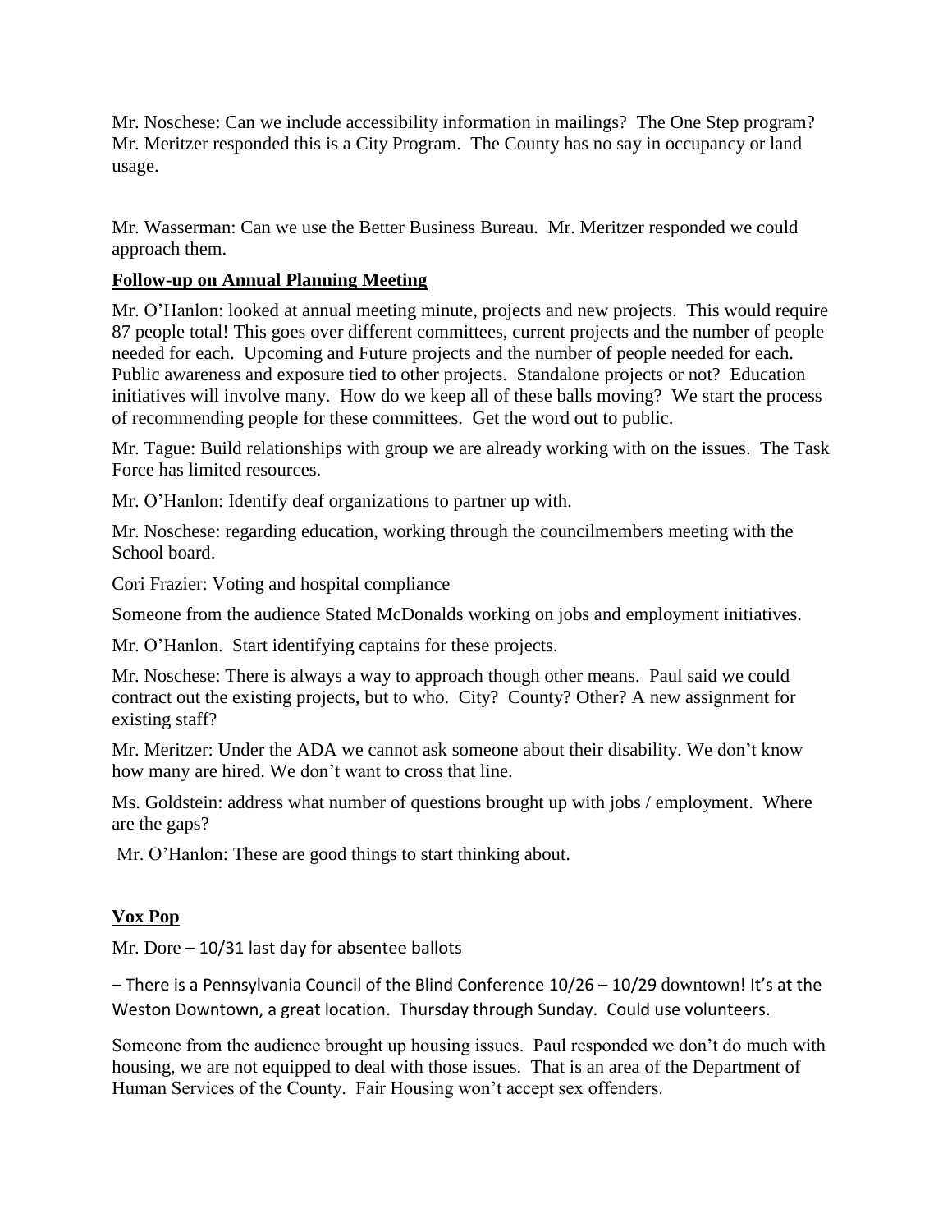Mr. Noschese: Can we include accessibility information in mailings? The One Step program? Mr. Meritzer responded this is a City Program. The County has no say in occupancy or land usage.

Mr. Wasserman: Can we use the Better Business Bureau. Mr. Meritzer responded we could approach them.

## Follow-up on Annual Planning Meeting

Mr. O'Hanlon: looked at annual meeting minute, projects and new projects. This would require 87 people total! This goes over different committees, current projects and the number of people needed for each. Upcoming and Future projects and the number of people needed for each. Public awareness and exposure tied to other projects. Standalone projects or not? Education initiatives will involve many. How do we keep all of these balls moving? We start the process of recommending people for these committees. Get the word out to public.

Mr. Tague: Build relationships with group we are already working with on the issues. The Task Force has limited resources.

Mr. O'Hanlon: Identify deaf organizations to partner up with.

Mr. Noschese: regarding education, working through the councilmembers meeting with the School board.

Cori Frazier: Voting and hospital compliance

Someone from the audience Stated McDonalds working on jobs and employment initiatives.

Mr. O'Hanlon. Start identifying captains for these projects.

Mr. Noschese: There is always a way to approach though other means. Paul said we could contract out the existing projects, but to who. City? County? Other? A new assignment for existing staff?

Mr. Meritzer: Under the ADA we cannot ask someone about their disability. We don't know how many are hired. We don't want to cross that line.

Ms. Goldstein: address what number of questions brought up with jobs / employment. Where are the gaps?

Mr. O'Hanlon: These are good things to start thinking about.

## Vox Pop

Mr. Dore – 10/31 last day for absentee ballots

– There is a Pennsylvania Council of the Blind Conference 10/26 – 10/29 downtown! It's at the Weston Downtown, a great location. Thursday through Sunday. Could use volunteers.

Someone from the audience brought up housing issues. Paul responded we don't do much with housing, we are not equipped to deal with those issues. That is an area of the Department of Human Services of the County. Fair Housing won't accept sex offenders.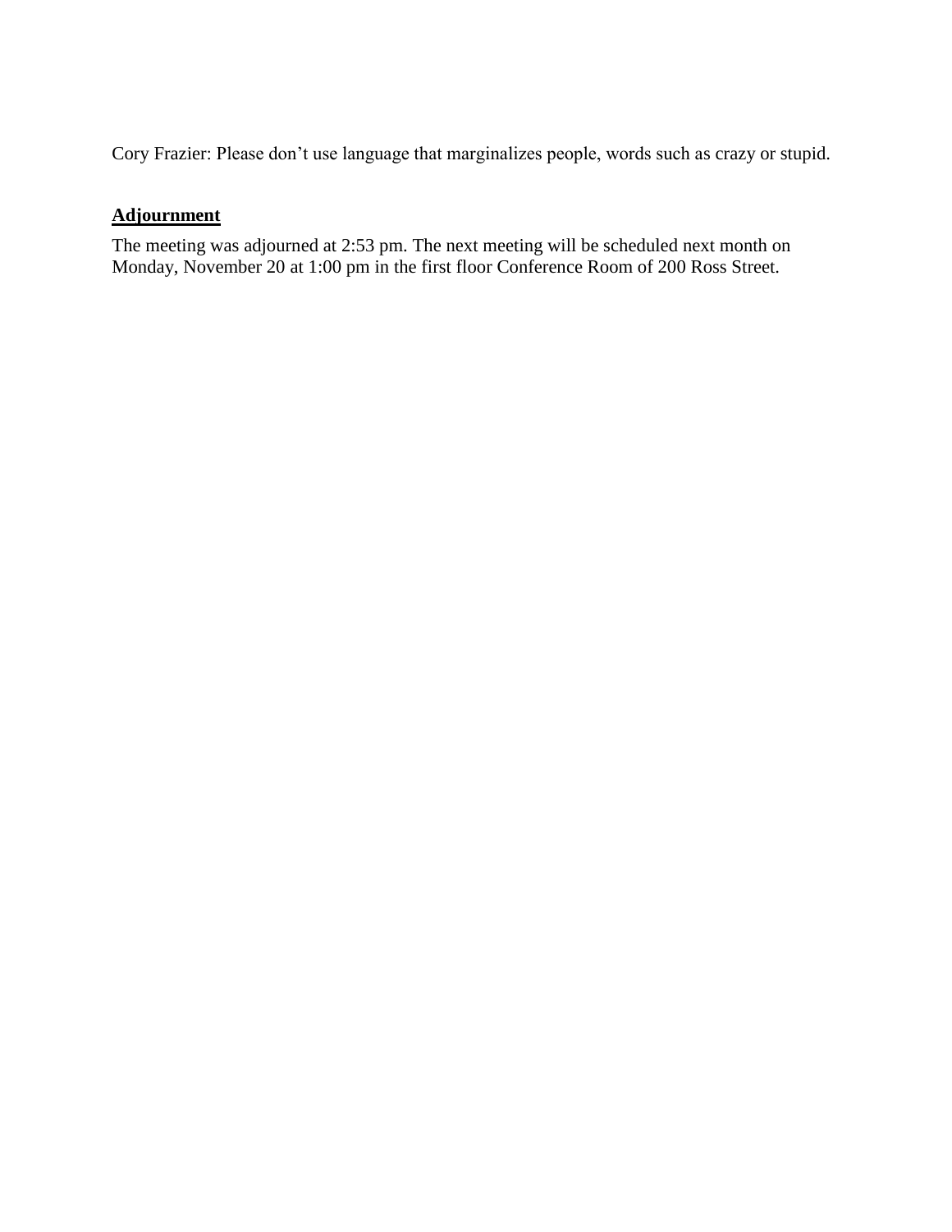Cory Frazier: Please don't use language that marginalizes people, words such as crazy or stupid.

**Adjournment**

The meeting was adjourned at 2:53 pm. The next meeting will be scheduled next month on Monday, November 20 at 1:00 pm in the first floor Conference Room of 200 Ross Street.